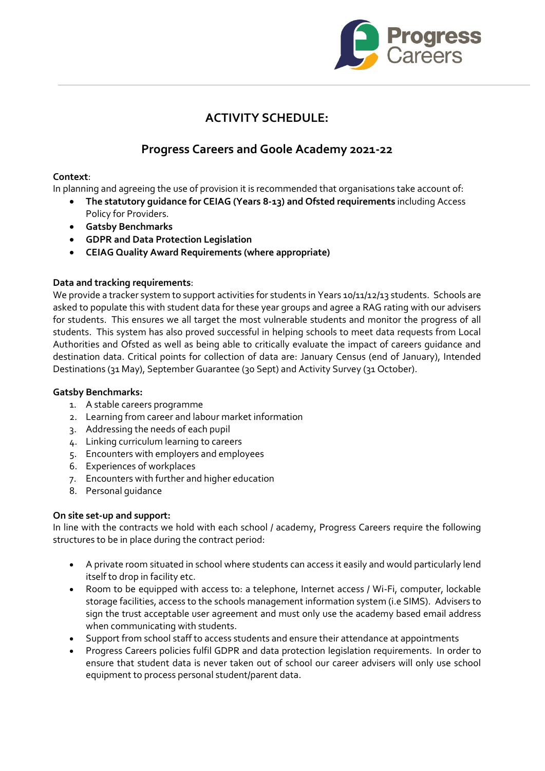# ACTIVITY SCHEDULE:

## Progress Careers and Goole Academy 2021-22

**Context**:
In planning and agreeing the use of provision it is recommended that organisations take account of:

- **The statutory guidance for CEIAG (Years 8-13) and Ofsted requirements** including Access Policy for Providers.
- **Gatsby Benchmarks**
- **GDPR and Data Protection Legislation**
- **CEIAG Quality Award Requirements (where appropriate)**

**Data and tracking requirements**:
We provide a tracker system to support activities for students in Years 10/11/12/13 students. Schools are asked to populate this with student data for these year groups and agree a RAG rating with our advisers for students. This ensures we all target the most vulnerable students and monitor the progress of all students. This system has also proved successful in helping schools to meet data requests from Local Authorities and Ofsted as well as being able to critically evaluate the impact of careers guidance and destination data. Critical points for collection of data are: January Census (end of January), Intended Destinations (31 May), September Guarantee (30 Sept) and Activity Survey (31 October).

**Gatsby Benchmarks:**

1. A stable careers programme
2. Learning from career and labour market information
3. Addressing the needs of each pupil
4. Linking curriculum learning to careers
5. Encounters with employers and employees
6. Experiences of workplaces
7. Encounters with further and higher education
8. Personal guidance

**On site set-up and support:**
In line with the contracts we hold with each school / academy, Progress Careers require the following structures to be in place during the contract period:

- A private room situated in school where students can access it easily and would particularly lend itself to drop in facility etc.
- Room to be equipped with access to: a telephone, Internet access / Wi-Fi, computer, lockable storage facilities, access to the schools management information system (i.e SIMS). Advisers to sign the trust acceptable user agreement and must only use the academy based email address when communicating with students.
- Support from school staff to access students and ensure their attendance at appointments
- Progress Careers policies fulfil GDPR and data protection legislation requirements. In order to ensure that student data is never taken out of school our career advisers will only use school equipment to process personal student/parent data.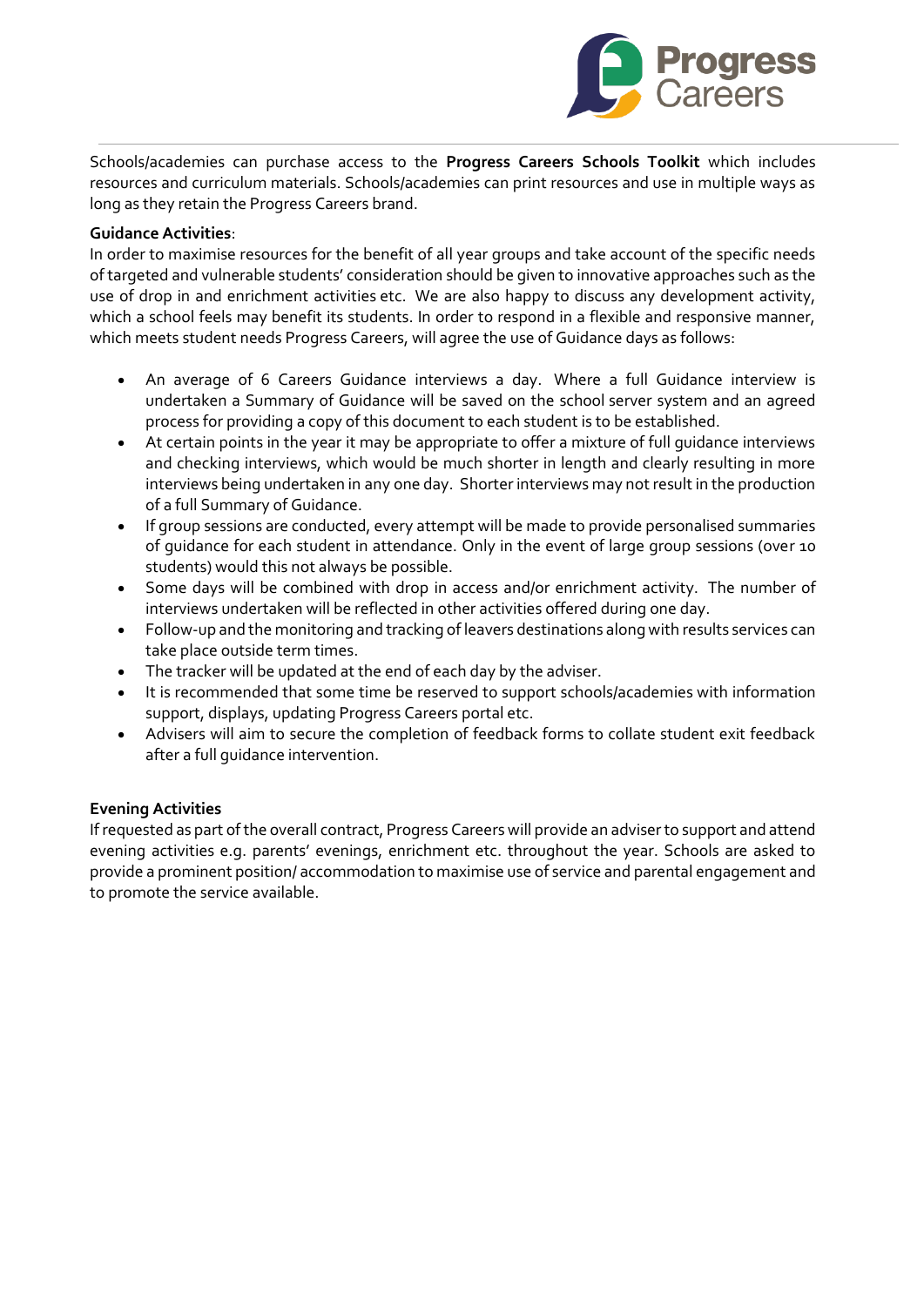Schools/academies can purchase access to the **Progress Careers Schools Toolkit** which includes resources and curriculum materials. Schools/academies can print resources and use in multiple ways as long as they retain the Progress Careers brand.

**Guidance Activities**:

In order to maximise resources for the benefit of all year groups and take account of the specific needs of targeted and vulnerable students' consideration should be given to innovative approaches such as the use of drop in and enrichment activities etc. We are also happy to discuss any development activity, which a school feels may benefit its students. In order to respond in a flexible and responsive manner, which meets student needs Progress Careers, will agree the use of Guidance days as follows:

- An average of 6 Careers Guidance interviews a day. Where a full Guidance interview is undertaken a Summary of Guidance will be saved on the school server system and an agreed process for providing a copy of this document to each student is to be established.
- At certain points in the year it may be appropriate to offer a mixture of full guidance interviews and checking interviews, which would be much shorter in length and clearly resulting in more interviews being undertaken in any one day. Shorter interviews may not result in the production of a full Summary of Guidance.
- If group sessions are conducted, every attempt will be made to provide personalised summaries of guidance for each student in attendance. Only in the event of large group sessions (over 10 students) would this not always be possible.
- Some days will be combined with drop in access and/or enrichment activity. The number of interviews undertaken will be reflected in other activities offered during one day.
- Follow-up and the monitoring and tracking of leavers destinations along with results services can take place outside term times.
- The tracker will be updated at the end of each day by the adviser.
- It is recommended that some time be reserved to support schools/academies with information support, displays, updating Progress Careers portal etc.
- Advisers will aim to secure the completion of feedback forms to collate student exit feedback after a full guidance intervention.

**Evening Activities**

If requested as part of the overall contract, Progress Careers will provide an adviser to support and attend evening activities e.g. parents' evenings, enrichment etc. throughout the year. Schools are asked to provide a prominent position/ accommodation to maximise use of service and parental engagement and to promote the service available.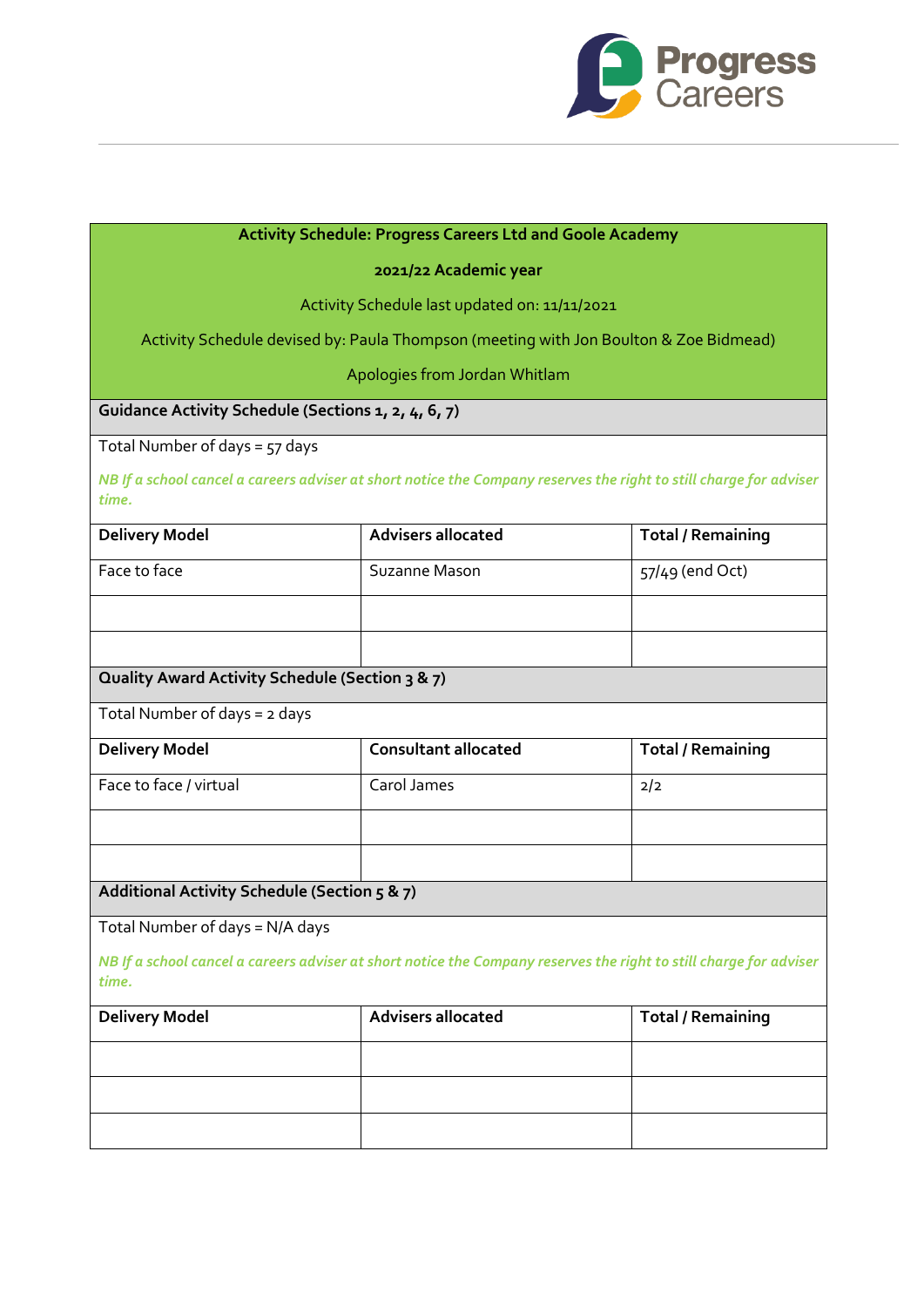| **Activity Schedule: Progress Careers Ltd and Goole Academy** | | |
|---|---|---|
| **2021/22 Academic year** | | |
| Activity Schedule last updated on: 11/11/2021 | | |
| Activity Schedule devised by: Paula Thompson (meeting with Jon Boulton & Zoe Bidmead) | | |
| Apologies from Jordan Whitlam | | |
| **Guidance Activity Schedule (Sections 1, 2, 4, 6, 7)** | | |
| Total Number of days = 57 days<br>*NB If a school cancel a careers adviser at short notice the Company reserves the right to still charge for adviser time.* | | |
| **Delivery Model** | **Advisers allocated** | **Total / Remaining** |
| Face to face | Suzanne Mason | 57/49 (end Oct) |
| | | |
| | | |
| **Quality Award Activity Schedule (Section 3 & 7)** | | |
| Total Number of days = 2 days | | |
| **Delivery Model** | **Consultant allocated** | **Total / Remaining** |
| Face to face / virtual | Carol James | 2/2 |
| | | |
| | | |
| **Additional Activity Schedule (Section 5 & 7)** | | |
| Total Number of days = N/A days<br>*NB If a school cancel a careers adviser at short notice the Company reserves the right to still charge for adviser time.* | | |
| **Delivery Model** | **Advisers allocated** | **Total / Remaining** |
| | | |
| | | |
| | | |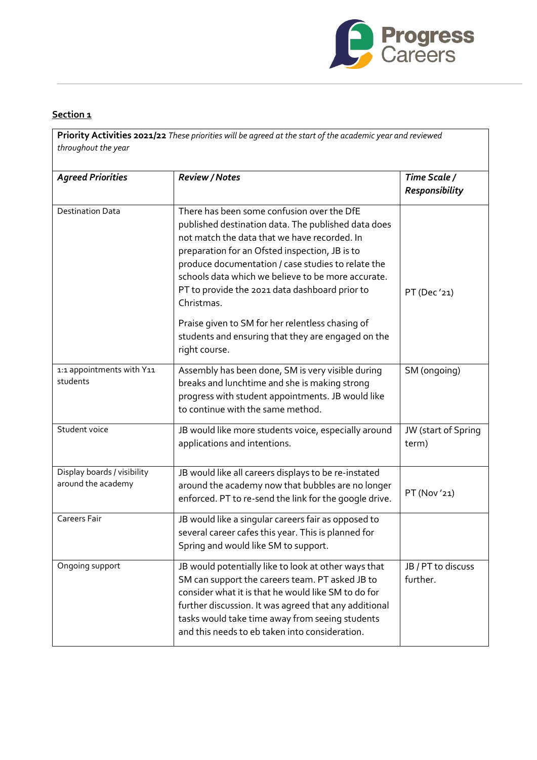## Section 1

| **Priority Activities 2021/22** *These priorities will be agreed at the start of the academic year and reviewed throughout the year* | | |
|---|---|---|
| ***Agreed Priorities*** | ***Review / Notes*** | ***Time Scale / Responsibility*** |
| Destination Data | There has been some confusion over the DfE published destination data. The published data does not match the data that we have recorded. In preparation for an Ofsted inspection, JB is to produce documentation / case studies to relate the schools data which we believe to be more accurate. PT to provide the 2021 data dashboard prior to Christmas.<br><br>Praise given to SM for her relentless chasing of students and ensuring that they are engaged on the right course. | PT (Dec '21) |
| 1:1 appointments with Y11 students | Assembly has been done, SM is very visible during breaks and lunchtime and she is making strong progress with student appointments. JB would like to continue with the same method. | SM (ongoing) |
| Student voice | JB would like more students voice, especially around applications and intentions. | JW (start of Spring term) |
| Display boards / visibility around the academy | JB would like all careers displays to be re-instated around the academy now that bubbles are no longer enforced. PT to re-send the link for the google drive. | PT (Nov '21) |
| Careers Fair | JB would like a singular careers fair as opposed to several career cafes this year. This is planned for Spring and would like SM to support. | |
| Ongoing support | JB would potentially like to look at other ways that SM can support the careers team. PT asked JB to consider what it is that he would like SM to do for further discussion. It was agreed that any additional tasks would take time away from seeing students and this needs to eb taken into consideration. | JB / PT to discuss further. |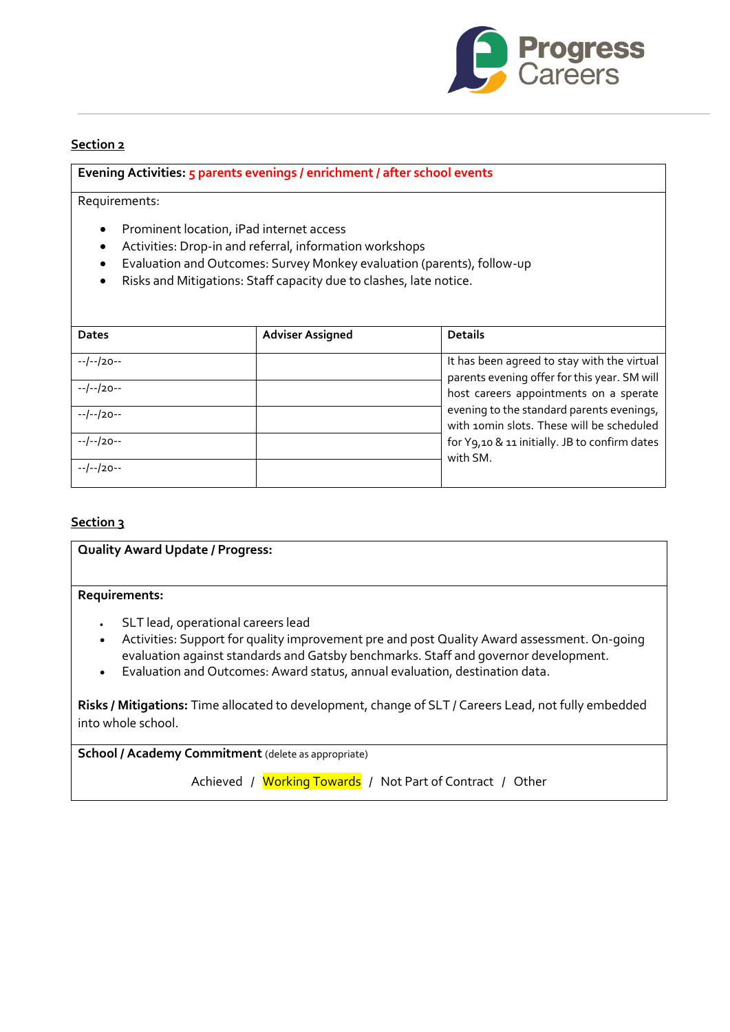**Section 2**

**Evening Activities:** **5 parents evenings / enrichment / after school events**

Requirements:

- Prominent location, iPad internet access
- Activities: Drop-in and referral, information workshops
- Evaluation and Outcomes: Survey Monkey evaluation (parents), follow-up
- Risks and Mitigations: Staff capacity due to clashes, late notice.

| Dates | Adviser Assigned | Details |
|---|---|---|
| --/--/20-- | | It has been agreed to stay with the virtual parents evening offer for this year. SM will host careers appointments on a sperate evening to the standard parents evenings, with 10min slots. These will be scheduled for Y9,10 & 11 initially. JB to confirm dates with SM. |
| --/--/20-- | | |
| --/--/20-- | | |
| --/--/20-- | | |
| --/--/20-- | | |

**Section 3**

**Quality Award Update / Progress:**

**Requirements:**

- SLT lead, operational careers lead
- Activities: Support for quality improvement pre and post Quality Award assessment. On-going evaluation against standards and Gatsby benchmarks. Staff and governor development.
- Evaluation and Outcomes: Award status, annual evaluation, destination data.

**Risks / Mitigations:** Time allocated to development, change of SLT / Careers Lead, not fully embedded into whole school.

**School / Academy Commitment** (delete as appropriate)

Achieved / Working Towards / Not Part of Contract / Other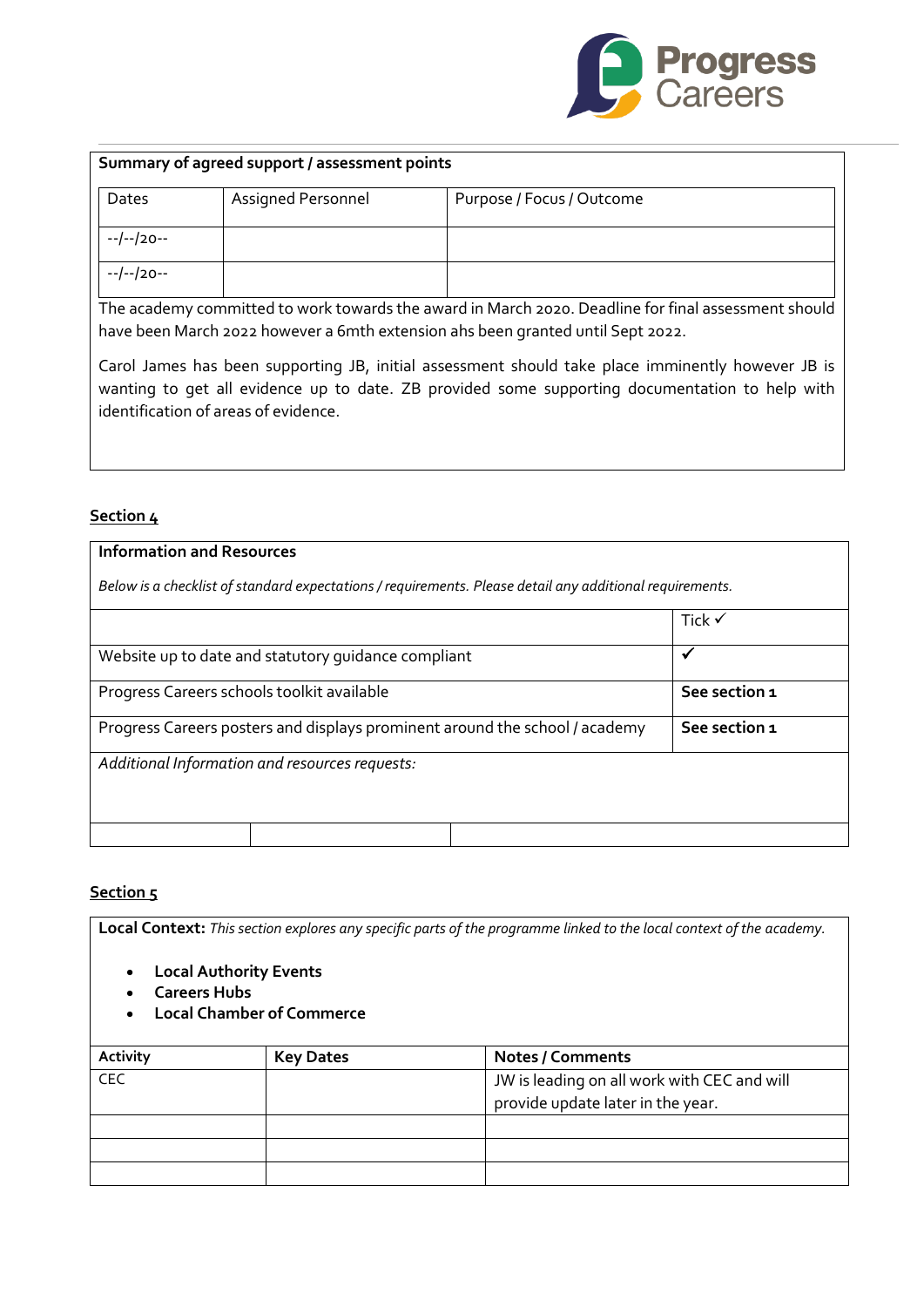| **Summary of agreed support / assessment points** | | |
|---|---|---|
| Dates | Assigned Personnel | Purpose / Focus / Outcome |
| --/--/20-- | | |
| --/--/20-- | | |

The academy committed to work towards the award in March 2020. Deadline for final assessment should have been March 2022 however a 6mth extension ahs been granted until Sept 2022.

Carol James has been supporting JB, initial assessment should take place imminently however JB is wanting to get all evidence up to date. ZB provided some supporting documentation to help with identification of areas of evidence.

## Section 4

**Information and Resources**

*Below is a checklist of standard expectations / requirements. Please detail any additional requirements.*

| | Tick ✓ |
|---|---|
| Website up to date and statutory guidance compliant | ✓ |
| Progress Careers schools toolkit available | **See section 1** |
| Progress Careers posters and displays prominent around the school / academy | **See section 1** |

*Additional Information and resources requests:*

## Section 5

**Local Context:** *This section explores any specific parts of the programme linked to the local context of the academy.*

- **Local Authority Events**
- **Careers Hubs**
- **Local Chamber of Commerce**

| **Activity** | **Key Dates** | **Notes / Comments** |
|---|---|---|
| CEC | | JW is leading on all work with CEC and will provide update later in the year. |
| | | |
| | | |
| | | |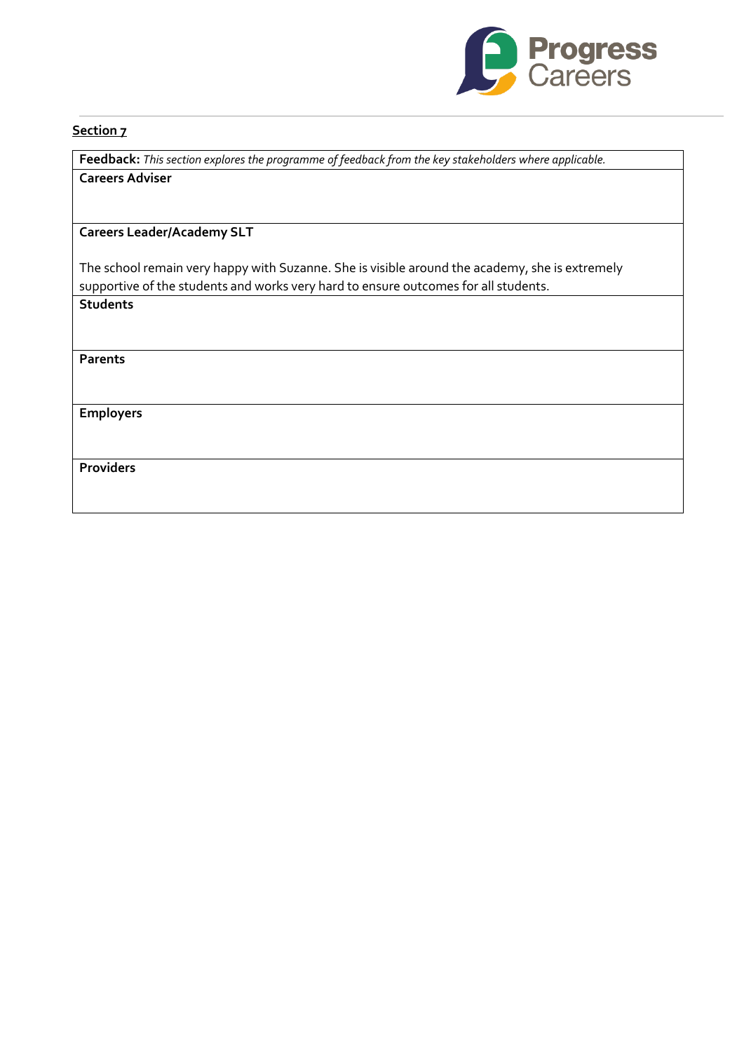**Section 7**

| |
|---|
| **Feedback:** *This section explores the programme of feedback from the key stakeholders where applicable.* |
| **Careers Adviser** |
| **Careers Leader/Academy SLT**<br><br>The school remain very happy with Suzanne. She is visible around the academy, she is extremely supportive of the students and works very hard to ensure outcomes for all students. |
| **Students** |
| **Parents** |
| **Employers** |
| **Providers** |